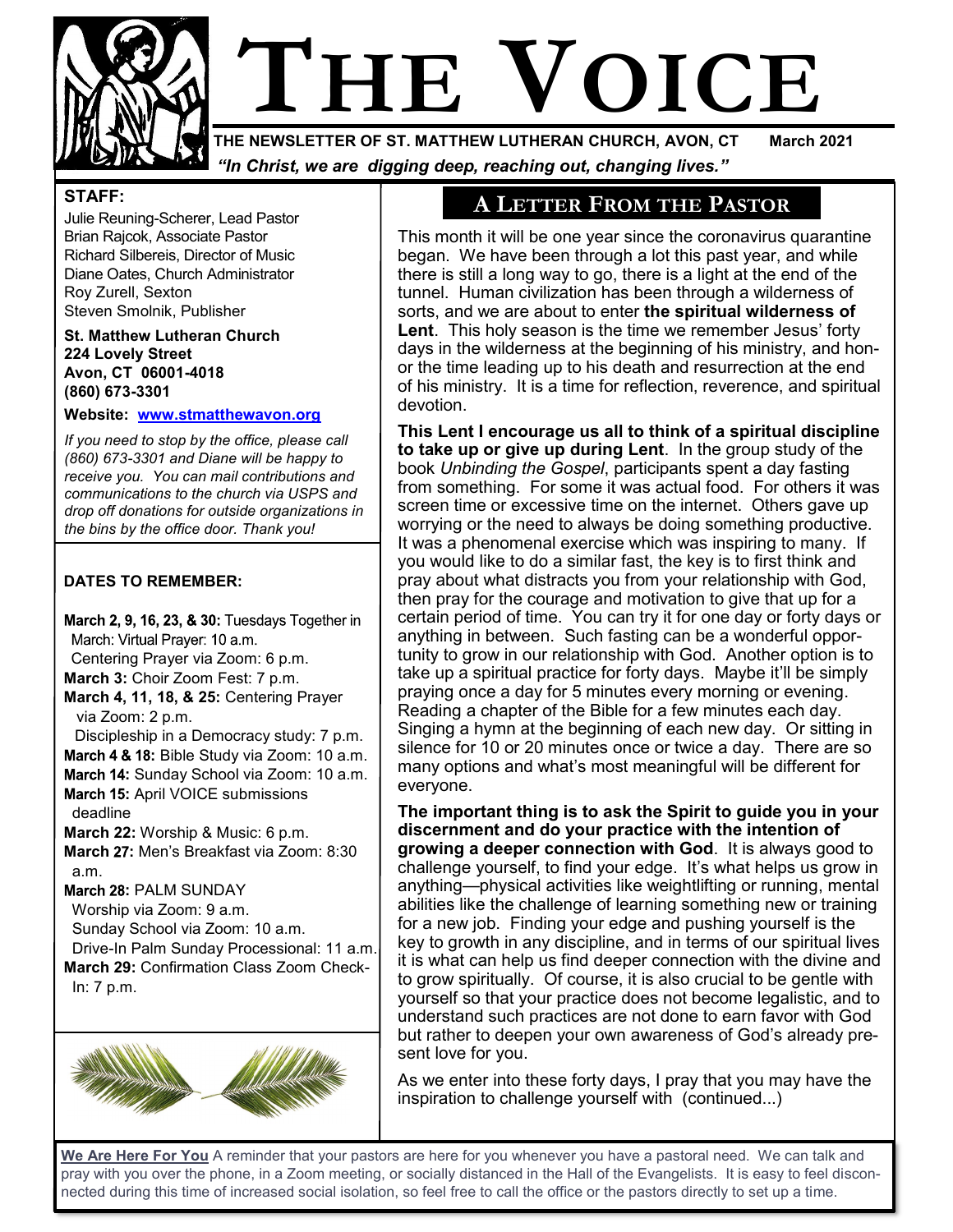# THE VOICE

THE NEWSLETTER OF ST. MATTHEW LUTHERAN CHURCH, AVON, CT March 2021

*"In Christ, we are digging deep, reaching out, changing lives."*

**STAFF:**

Julie Reuning-Scherer, Lead Pastor
Brian Rajcok, Associate Pastor
Richard Silbereis, Director of Music
Diane Oates, Church Administrator
Roy Zurell, Sexton
Steven Smolnik, Publisher

**St. Matthew Lutheran Church**
**224 Lovely Street**
**Avon, CT 06001-4018**
**(860) 673-3301**

**Website: www.stmatthewavon.org**

*If you need to stop by the office, please call (860) 673-3301 and Diane will be happy to receive you. You can mail contributions and communications to the church via USPS and drop off donations for outside organizations in the bins by the office door. Thank you!*

**DATES TO REMEMBER:**

**March 2, 9, 16, 23, & 30:** Tuesdays Together in March: Virtual Prayer: 10 a.m.
Centering Prayer via Zoom: 6 p.m.
**March 3:** Choir Zoom Fest: 7 p.m.
**March 4, 11, 18, & 25:** Centering Prayer via Zoom: 2 p.m.
Discipleship in a Democracy study: 7 p.m.
**March 4 & 18:** Bible Study via Zoom: 10 a.m.
**March 14:** Sunday School via Zoom: 10 a.m.
**March 15:** April VOICE submissions deadline
**March 22:** Worship & Music: 6 p.m.
**March 27:** Men's Breakfast via Zoom: 8:30 a.m.
**March 28:** PALM SUNDAY
Worship via Zoom: 9 a.m.
Sunday School via Zoom: 10 a.m.
Drive-In Palm Sunday Processional: 11 a.m.
**March 29:** Confirmation Class Zoom Check-In: 7 p.m.

## A Letter From the Pastor

This month it will be one year since the coronavirus quarantine began. We have been through a lot this past year, and while there is still a long way to go, there is a light at the end of the tunnel. Human civilization has been through a wilderness of sorts, and we are about to enter **the spiritual wilderness of Lent**. This holy season is the time we remember Jesus' forty days in the wilderness at the beginning of his ministry, and honor the time leading up to his death and resurrection at the end of his ministry. It is a time for reflection, reverence, and spiritual devotion.

**This Lent I encourage us all to think of a spiritual discipline to take up or give up during Lent**. In the group study of the book *Unbinding the Gospel*, participants spent a day fasting from something. For some it was actual food. For others it was screen time or excessive time on the internet. Others gave up worrying or the need to always be doing something productive. It was a phenomenal exercise which was inspiring to many. If you would like to do a similar fast, the key is to first think and pray about what distracts you from your relationship with God, then pray for the courage and motivation to give that up for a certain period of time. You can try it for one day or forty days or anything in between. Such fasting can be a wonderful opportunity to grow in our relationship with God. Another option is to take up a spiritual practice for forty days. Maybe it'll be simply praying once a day for 5 minutes every morning or evening. Reading a chapter of the Bible for a few minutes each day. Singing a hymn at the beginning of each new day. Or sitting in silence for 10 or 20 minutes once or twice a day. There are so many options and what's most meaningful will be different for everyone.

**The important thing is to ask the Spirit to guide you in your discernment and do your practice with the intention of growing a deeper connection with God**. It is always good to challenge yourself, to find your edge. It's what helps us grow in anything—physical activities like weightlifting or running, mental abilities like the challenge of learning something new or training for a new job. Finding your edge and pushing yourself is the key to growth in any discipline, and in terms of our spiritual lives it is what can help us find deeper connection with the divine and to grow spiritually. Of course, it is also crucial to be gentle with yourself so that your practice does not become legalistic, and to understand such practices are not done to earn favor with God but rather to deepen your own awareness of God's already present love for you.

As we enter into these forty days, I pray that you may have the inspiration to challenge yourself with (continued...)

**We Are Here For You** A reminder that your pastors are here for you whenever you have a pastoral need. We can talk and pray with you over the phone, in a Zoom meeting, or socially distanced in the Hall of the Evangelists. It is easy to feel disconnected during this time of increased social isolation, so feel free to call the office or the pastors directly to set up a time.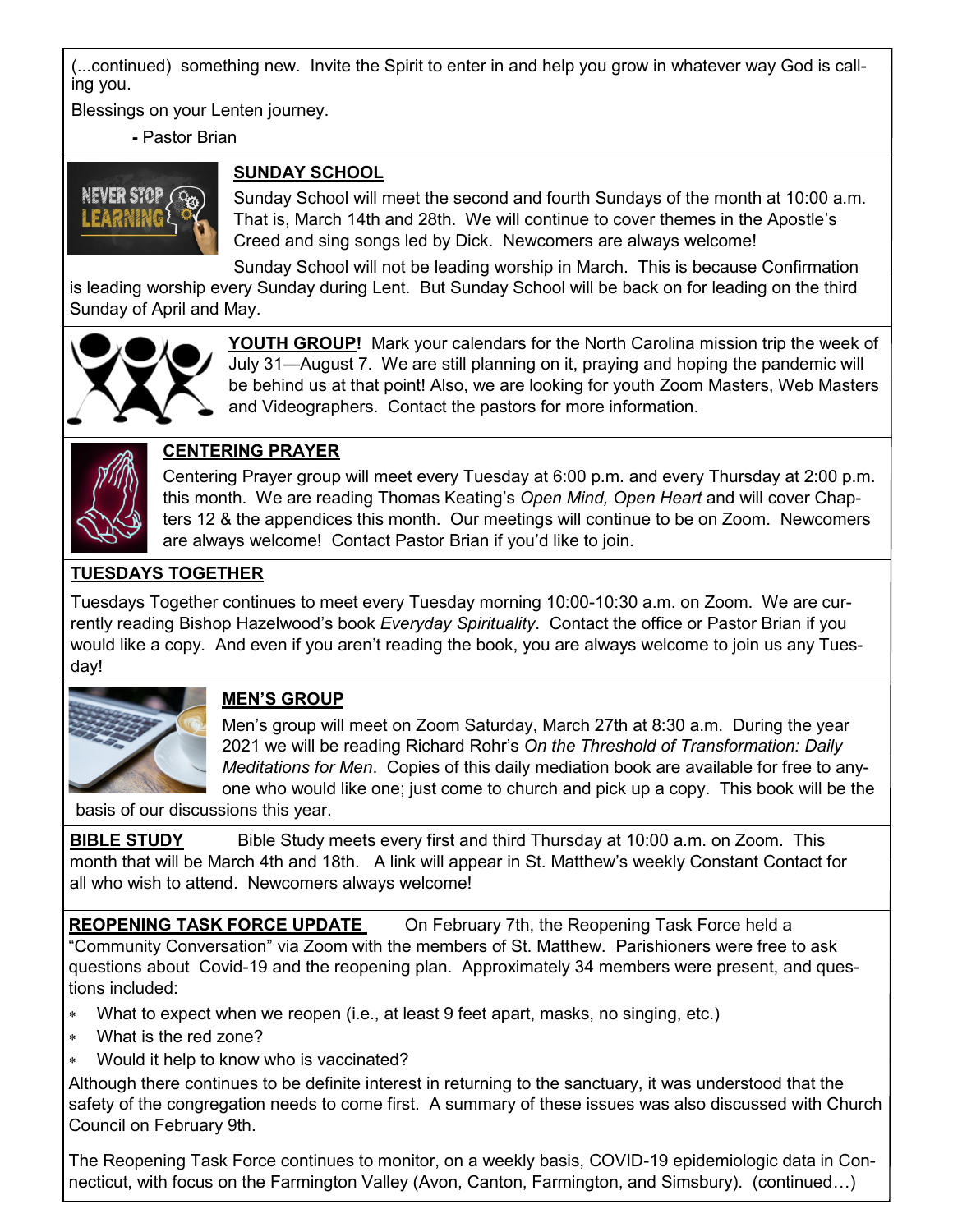(...continued) something new. Invite the Spirit to enter in and help you grow in whatever way God is calling you.

Blessings on your Lenten journey.

**-** Pastor Brian

## SUNDAY SCHOOL

Sunday School will meet the second and fourth Sundays of the month at 10:00 a.m. That is, March 14th and 28th. We will continue to cover themes in the Apostle's Creed and sing songs led by Dick. Newcomers are always welcome!

Sunday School will not be leading worship in March. This is because Confirmation is leading worship every Sunday during Lent. But Sunday School will be back on for leading on the third Sunday of April and May.

**YOUTH GROUP!** Mark your calendars for the North Carolina mission trip the week of July 31—August 7. We are still planning on it, praying and hoping the pandemic will be behind us at that point! Also, we are looking for youth Zoom Masters, Web Masters and Videographers. Contact the pastors for more information.

## CENTERING PRAYER

Centering Prayer group will meet every Tuesday at 6:00 p.m. and every Thursday at 2:00 p.m. this month. We are reading Thomas Keating's *Open Mind, Open Heart* and will cover Chapters 12 & the appendices this month. Our meetings will continue to be on Zoom. Newcomers are always welcome! Contact Pastor Brian if you'd like to join.

## TUESDAYS TOGETHER

Tuesdays Together continues to meet every Tuesday morning 10:00-10:30 a.m. on Zoom. We are currently reading Bishop Hazelwood's book *Everyday Spirituality*. Contact the office or Pastor Brian if you would like a copy. And even if you aren't reading the book, you are always welcome to join us any Tuesday!

## MEN'S GROUP

Men's group will meet on Zoom Saturday, March 27th at 8:30 a.m. During the year 2021 we will be reading Richard Rohr's *On the Threshold of Transformation: Daily Meditations for Men*. Copies of this daily mediation book are available for free to anyone who would like one; just come to church and pick up a copy. This book will be the basis of our discussions this year.

**BIBLE STUDY** Bible Study meets every first and third Thursday at 10:00 a.m. on Zoom. This month that will be March 4th and 18th. A link will appear in St. Matthew's weekly Constant Contact for all who wish to attend. Newcomers always welcome!

**REOPENING TASK FORCE UPDATE** On February 7th, the Reopening Task Force held a "Community Conversation" via Zoom with the members of St. Matthew. Parishioners were free to ask questions about Covid-19 and the reopening plan. Approximately 34 members were present, and questions included:

- What to expect when we reopen (i.e., at least 9 feet apart, masks, no singing, etc.)
- What is the red zone?
- Would it help to know who is vaccinated?

Although there continues to be definite interest in returning to the sanctuary, it was understood that the safety of the congregation needs to come first. A summary of these issues was also discussed with Church Council on February 9th.

The Reopening Task Force continues to monitor, on a weekly basis, COVID-19 epidemiologic data in Connecticut, with focus on the Farmington Valley (Avon, Canton, Farmington, and Simsbury). (continued…)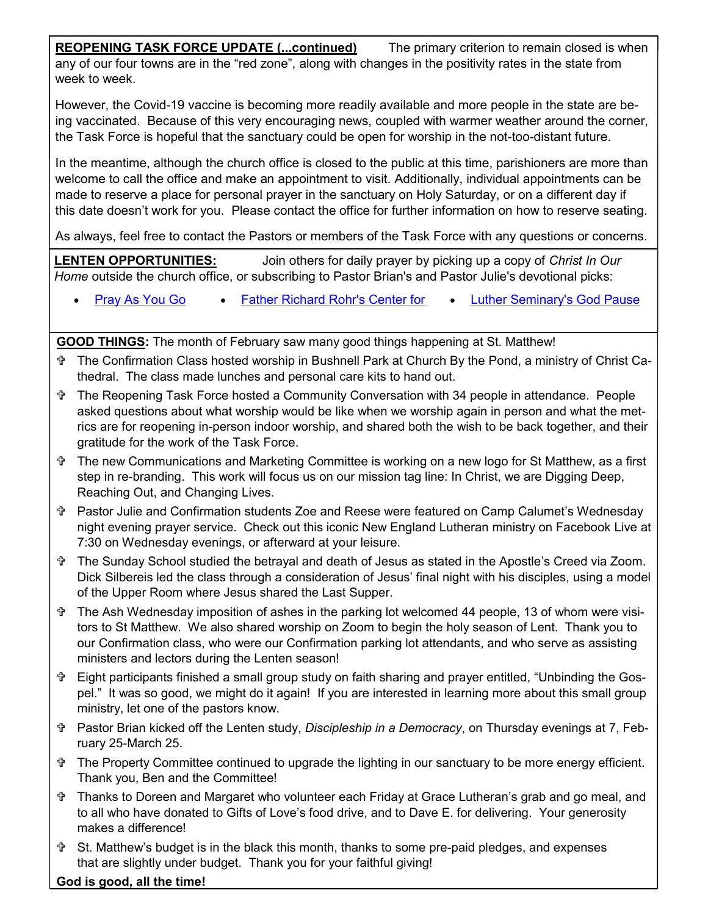**REOPENING TASK FORCE UPDATE (...continued)** The primary criterion to remain closed is when any of our four towns are in the "red zone", along with changes in the positivity rates in the state from week to week.

However, the Covid-19 vaccine is becoming more readily available and more people in the state are being vaccinated. Because of this very encouraging news, coupled with warmer weather around the corner, the Task Force is hopeful that the sanctuary could be open for worship in the not-too-distant future.

In the meantime, although the church office is closed to the public at this time, parishioners are more than welcome to call the office and make an appointment to visit. Additionally, individual appointments can be made to reserve a place for personal prayer in the sanctuary on Holy Saturday, or on a different day if this date doesn't work for you. Please contact the office for further information on how to reserve seating.

As always, feel free to contact the Pastors or members of the Task Force with any questions or concerns.

**LENTEN OPPORTUNITIES:** Join others for daily prayer by picking up a copy of *Christ In Our Home* outside the church office, or subscribing to Pastor Brian's and Pastor Julie's devotional picks:

- Pray As You Go
- Father Richard Rohr's Center for
- Luther Seminary's God Pause

**GOOD THINGS:** The month of February saw many good things happening at St. Matthew!

- ✞ The Confirmation Class hosted worship in Bushnell Park at Church By the Pond, a ministry of Christ Cathedral. The class made lunches and personal care kits to hand out.
- ✞ The Reopening Task Force hosted a Community Conversation with 34 people in attendance. People asked questions about what worship would be like when we worship again in person and what the metrics are for reopening in-person indoor worship, and shared both the wish to be back together, and their gratitude for the work of the Task Force.
- ✞ The new Communications and Marketing Committee is working on a new logo for St Matthew, as a first step in re-branding. This work will focus us on our mission tag line: In Christ, we are Digging Deep, Reaching Out, and Changing Lives.
- ✞ Pastor Julie and Confirmation students Zoe and Reese were featured on Camp Calumet's Wednesday night evening prayer service. Check out this iconic New England Lutheran ministry on Facebook Live at 7:30 on Wednesday evenings, or afterward at your leisure.
- ✞ The Sunday School studied the betrayal and death of Jesus as stated in the Apostle's Creed via Zoom. Dick Silbereis led the class through a consideration of Jesus' final night with his disciples, using a model of the Upper Room where Jesus shared the Last Supper.
- ✞ The Ash Wednesday imposition of ashes in the parking lot welcomed 44 people, 13 of whom were visitors to St Matthew. We also shared worship on Zoom to begin the holy season of Lent. Thank you to our Confirmation class, who were our Confirmation parking lot attendants, and who serve as assisting ministers and lectors during the Lenten season!
- ✞ Eight participants finished a small group study on faith sharing and prayer entitled, "Unbinding the Gospel." It was so good, we might do it again! If you are interested in learning more about this small group ministry, let one of the pastors know.
- ✞ Pastor Brian kicked off the Lenten study, *Discipleship in a Democracy*, on Thursday evenings at 7, February 25-March 25.
- ✞ The Property Committee continued to upgrade the lighting in our sanctuary to be more energy efficient. Thank you, Ben and the Committee!
- ✞ Thanks to Doreen and Margaret who volunteer each Friday at Grace Lutheran's grab and go meal, and to all who have donated to Gifts of Love's food drive, and to Dave E. for delivering. Your generosity makes a difference!
- ✞ St. Matthew's budget is in the black this month, thanks to some pre-paid pledges, and expenses that are slightly under budget. Thank you for your faithful giving!

**God is good, all the time!**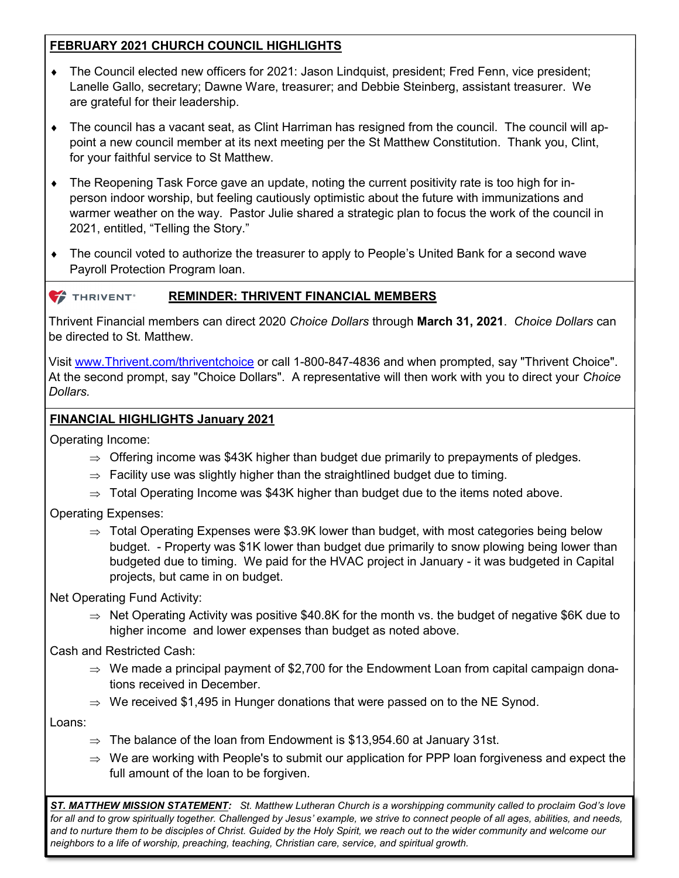## FEBRUARY 2021 CHURCH COUNCIL HIGHLIGHTS

- The Council elected new officers for 2021: Jason Lindquist, president; Fred Fenn, vice president; Lanelle Gallo, secretary; Dawne Ware, treasurer; and Debbie Steinberg, assistant treasurer. We are grateful for their leadership.
- The council has a vacant seat, as Clint Harriman has resigned from the council. The council will appoint a new council member at its next meeting per the St Matthew Constitution. Thank you, Clint, for your faithful service to St Matthew.
- The Reopening Task Force gave an update, noting the current positivity rate is too high for in-person indoor worship, but feeling cautiously optimistic about the future with immunizations and warmer weather on the way. Pastor Julie shared a strategic plan to focus the work of the council in 2021, entitled, "Telling the Story."
- The council voted to authorize the treasurer to apply to People's United Bank for a second wave Payroll Protection Program loan.

## THRIVENT® REMINDER: THRIVENT FINANCIAL MEMBERS

Thrivent Financial members can direct 2020 *Choice Dollars* through **March 31, 2021**. *Choice Dollars* can be directed to St. Matthew.

Visit www.Thrivent.com/thriventchoice or call 1-800-847-4836 and when prompted, say "Thrivent Choice". At the second prompt, say "Choice Dollars". A representative will then work with you to direct your *Choice Dollars.*

## FINANCIAL HIGHLIGHTS January 2021

Operating Income:

- ⇒ Offering income was $43K higher than budget due primarily to prepayments of pledges.
- ⇒ Facility use was slightly higher than the straightlined budget due to timing.
- ⇒ Total Operating Income was $43K higher than budget due to the items noted above.

Operating Expenses:

- ⇒ Total Operating Expenses were $3.9K lower than budget, with most categories being below budget. - Property was $1K lower than budget due primarily to snow plowing being lower than budgeted due to timing. We paid for the HVAC project in January - it was budgeted in Capital projects, but came in on budget.

Net Operating Fund Activity:

- ⇒ Net Operating Activity was positive $40.8K for the month vs. the budget of negative $6K due to higher income and lower expenses than budget as noted above.

Cash and Restricted Cash:

- ⇒ We made a principal payment of $2,700 for the Endowment Loan from capital campaign donations received in December.
- ⇒ We received $1,495 in Hunger donations that were passed on to the NE Synod.

Loans:

- ⇒ The balance of the loan from Endowment is $13,954.60 at January 31st.
- ⇒ We are working with People's to submit our application for PPP loan forgiveness and expect the full amount of the loan to be forgiven.

***ST. MATTHEW MISSION STATEMENT:*** *St. Matthew Lutheran Church is a worshipping community called to proclaim God's love for all and to grow spiritually together. Challenged by Jesus' example, we strive to connect people of all ages, abilities, and needs, and to nurture them to be disciples of Christ. Guided by the Holy Spirit, we reach out to the wider community and welcome our neighbors to a life of worship, preaching, teaching, Christian care, service, and spiritual growth.*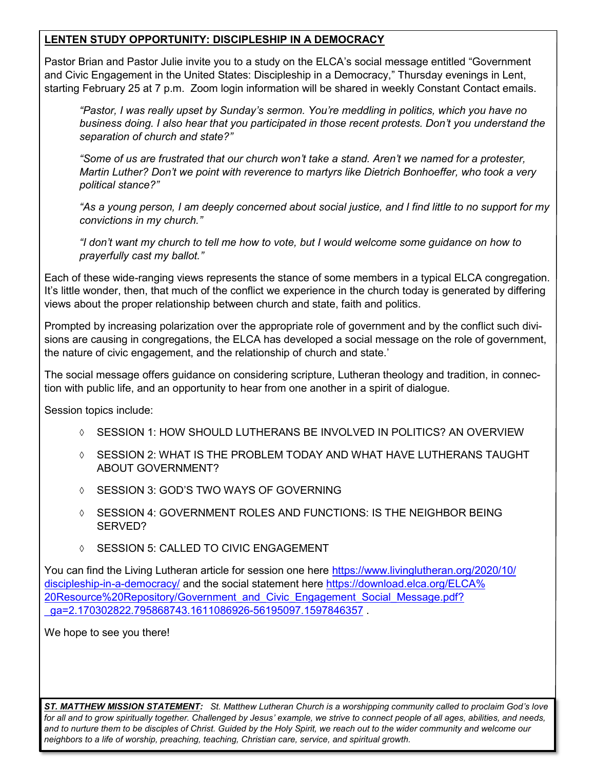## LENTEN STUDY OPPORTUNITY: DISCIPLESHIP IN A DEMOCRACY

Pastor Brian and Pastor Julie invite you to a study on the ELCA's social message entitled "Government and Civic Engagement in the United States: Discipleship in a Democracy," Thursday evenings in Lent, starting February 25 at 7 p.m. Zoom login information will be shared in weekly Constant Contact emails.

> *"Pastor, I was really upset by Sunday's sermon. You're meddling in politics, which you have no business doing. I also hear that you participated in those recent protests. Don't you understand the separation of church and state?"*
>
> *"Some of us are frustrated that our church won't take a stand. Aren't we named for a protester, Martin Luther? Don't we point with reverence to martyrs like Dietrich Bonhoeffer, who took a very political stance?"*
>
> *"As a young person, I am deeply concerned about social justice, and I find little to no support for my convictions in my church."*
>
> *"I don't want my church to tell me how to vote, but I would welcome some guidance on how to prayerfully cast my ballot."*

Each of these wide-ranging views represents the stance of some members in a typical ELCA congregation. It's little wonder, then, that much of the conflict we experience in the church today is generated by differing views about the proper relationship between church and state, faith and politics.

Prompted by increasing polarization over the appropriate role of government and by the conflict such divisions are causing in congregations, the ELCA has developed a social message on the role of government, the nature of civic engagement, and the relationship of church and state.'

The social message offers guidance on considering scripture, Lutheran theology and tradition, in connection with public life, and an opportunity to hear from one another in a spirit of dialogue.

Session topics include:

- SESSION 1: HOW SHOULD LUTHERANS BE INVOLVED IN POLITICS? AN OVERVIEW
- SESSION 2: WHAT IS THE PROBLEM TODAY AND WHAT HAVE LUTHERANS TAUGHT ABOUT GOVERNMENT?
- SESSION 3: GOD'S TWO WAYS OF GOVERNING
- SESSION 4: GOVERNMENT ROLES AND FUNCTIONS: IS THE NEIGHBOR BEING SERVED?
- SESSION 5: CALLED TO CIVIC ENGAGEMENT

You can find the Living Lutheran article for session one here https://www.livinglutheran.org/2020/10/discipleship-in-a-democracy/ and the social statement here https://download.elca.org/ELCA%20Resource%20Repository/Government_and_Civic_Engagement_Social_Message.pdf?_ga=2.170302822.795868743.1611086926-56195097.1597846357 .

We hope to see you there!

***ST. MATTHEW MISSION STATEMENT:*** *St. Matthew Lutheran Church is a worshipping community called to proclaim God's love for all and to grow spiritually together. Challenged by Jesus' example, we strive to connect people of all ages, abilities, and needs, and to nurture them to be disciples of Christ. Guided by the Holy Spirit, we reach out to the wider community and welcome our neighbors to a life of worship, preaching, teaching, Christian care, service, and spiritual growth.*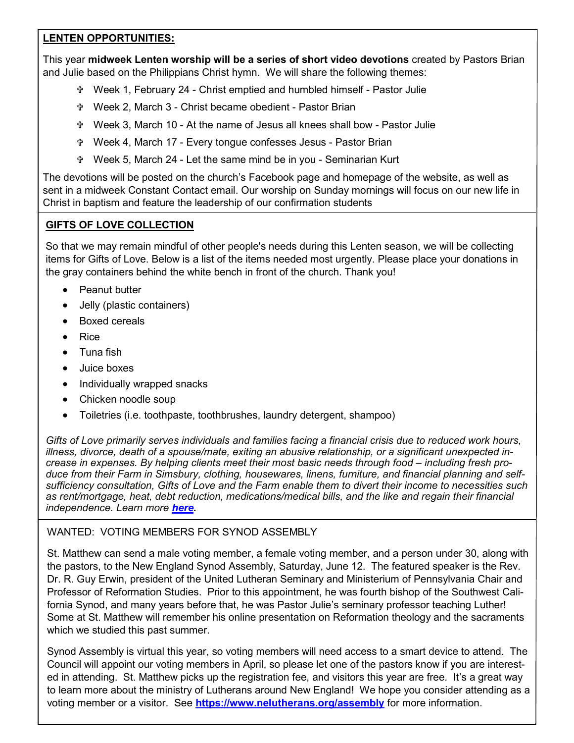## LENTEN OPPORTUNITIES:

This year **midweek Lenten worship will be a series of short video devotions** created by Pastors Brian and Julie based on the Philippians Christ hymn. We will share the following themes:

- ✞ Week 1, February 24 - Christ emptied and humbled himself - Pastor Julie
- ✞ Week 2, March 3 - Christ became obedient - Pastor Brian
- ✞ Week 3, March 10 - At the name of Jesus all knees shall bow - Pastor Julie
- ✞ Week 4, March 17 - Every tongue confesses Jesus - Pastor Brian
- ✞ Week 5, March 24 - Let the same mind be in you - Seminarian Kurt

The devotions will be posted on the church's Facebook page and homepage of the website, as well as sent in a midweek Constant Contact email. Our worship on Sunday mornings will focus on our new life in Christ in baptism and feature the leadership of our confirmation students

## GIFTS OF LOVE COLLECTION

So that we may remain mindful of other people's needs during this Lenten season, we will be collecting items for Gifts of Love. Below is a list of the items needed most urgently. Please place your donations in the gray containers behind the white bench in front of the church. Thank you!

- Peanut butter
- Jelly (plastic containers)
- Boxed cereals
- Rice
- Tuna fish
- Juice boxes
- Individually wrapped snacks
- Chicken noodle soup
- Toiletries (i.e. toothpaste, toothbrushes, laundry detergent, shampoo)

*Gifts of Love primarily serves individuals and families facing a financial crisis due to reduced work hours, illness, divorce, death of a spouse/mate, exiting an abusive relationship, or a significant unexpected increase in expenses. By helping clients meet their most basic needs through food – including fresh produce from their Farm in Simsbury, clothing, housewares, linens, furniture, and financial planning and self-sufficiency consultation, Gifts of Love and the Farm enable them to divert their income to necessities such as rent/mortgage, heat, debt reduction, medications/medical bills, and the like and regain their financial independence. Learn more **here**.*

## WANTED: VOTING MEMBERS FOR SYNOD ASSEMBLY

St. Matthew can send a male voting member, a female voting member, and a person under 30, along with the pastors, to the New England Synod Assembly, Saturday, June 12. The featured speaker is the Rev. Dr. R. Guy Erwin, president of the United Lutheran Seminary and Ministerium of Pennsylvania Chair and Professor of Reformation Studies. Prior to this appointment, he was fourth bishop of the Southwest California Synod, and many years before that, he was Pastor Julie's seminary professor teaching Luther! Some at St. Matthew will remember his online presentation on Reformation theology and the sacraments which we studied this past summer.

Synod Assembly is virtual this year, so voting members will need access to a smart device to attend. The Council will appoint our voting members in April, so please let one of the pastors know if you are interested in attending. St. Matthew picks up the registration fee, and visitors this year are free. It's a great way to learn more about the ministry of Lutherans around New England! We hope you consider attending as a voting member or a visitor. See **https://www.nelutherans.org/assembly** for more information.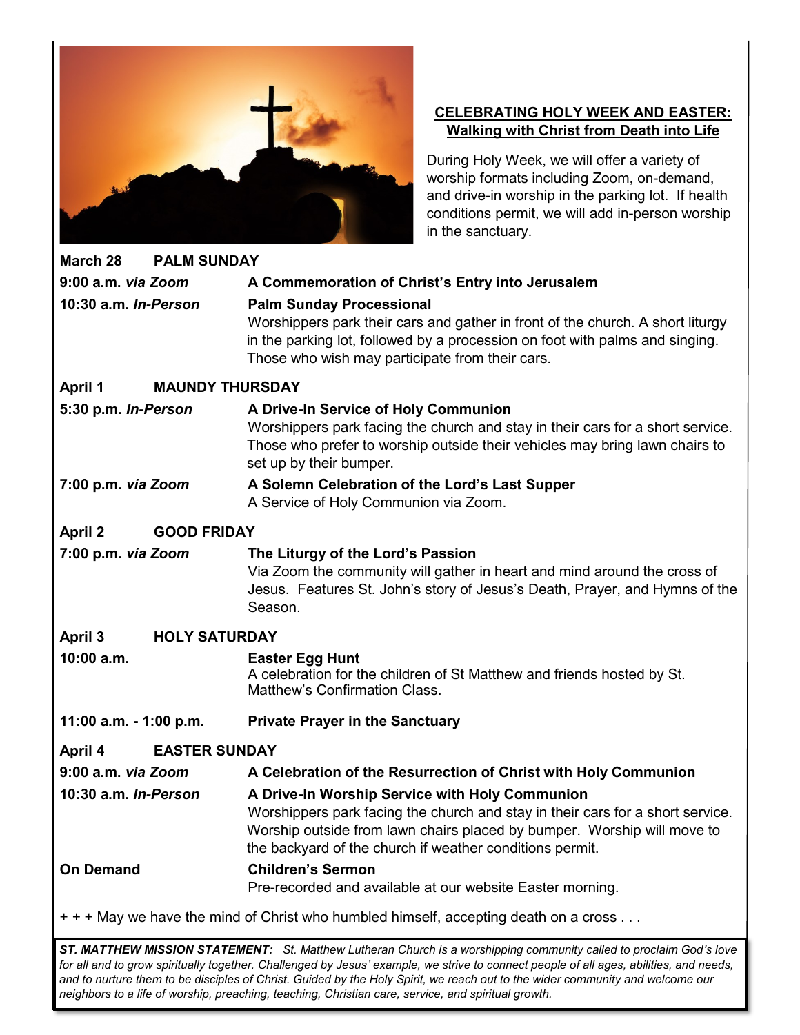## CELEBRATING HOLY WEEK AND EASTER: Walking with Christ from Death into Life

During Holy Week, we will offer a variety of worship formats including Zoom, on-demand, and drive-in worship in the parking lot. If health conditions permit, we will add in-person worship in the sanctuary.

### March 28 — PALM SUNDAY

**9:00 a.m.** ***via Zoom*** — **A Commemoration of Christ's Entry into Jerusalem**

**10:30 a.m.** ***In-Person*** — **Palm Sunday Processional**
Worshippers park their cars and gather in front of the church. A short liturgy in the parking lot, followed by a procession on foot with palms and singing. Those who wish may participate from their cars.

### April 1 — MAUNDY THURSDAY

**5:30 p.m.** ***In-Person*** — **A Drive-In Service of Holy Communion**
Worshippers park facing the church and stay in their cars for a short service. Those who prefer to worship outside their vehicles may bring lawn chairs to set up by their bumper.

**7:00 p.m.** ***via Zoom*** — **A Solemn Celebration of the Lord's Last Supper**
A Service of Holy Communion via Zoom.

### April 2 — GOOD FRIDAY

**7:00 p.m.** ***via Zoom*** — **The Liturgy of the Lord's Passion**
Via Zoom the community will gather in heart and mind around the cross of Jesus. Features St. John's story of Jesus's Death, Prayer, and Hymns of the Season.

### April 3 — HOLY SATURDAY

**10:00 a.m.** — **Easter Egg Hunt**
A celebration for the children of St Matthew and friends hosted by St. Matthew's Confirmation Class.

**11:00 a.m. - 1:00 p.m.** — **Private Prayer in the Sanctuary**

### April 4 — EASTER SUNDAY

**9:00 a.m.** ***via Zoom*** — **A Celebration of the Resurrection of Christ with Holy Communion**

**10:30 a.m.** ***In-Person*** — **A Drive-In Worship Service with Holy Communion**
Worshippers park facing the church and stay in their cars for a short service. Worship outside from lawn chairs placed by bumper. Worship will move to the backyard of the church if weather conditions permit.

**On Demand** — **Children's Sermon**
Pre-recorded and available at our website Easter morning.

+ + + May we have the mind of Christ who humbled himself, accepting death on a cross . . .

***ST. MATTHEW MISSION STATEMENT:*** *St. Matthew Lutheran Church is a worshipping community called to proclaim God's love for all and to grow spiritually together. Challenged by Jesus' example, we strive to connect people of all ages, abilities, and needs, and to nurture them to be disciples of Christ. Guided by the Holy Spirit, we reach out to the wider community and welcome our neighbors to a life of worship, preaching, teaching, Christian care, service, and spiritual growth.*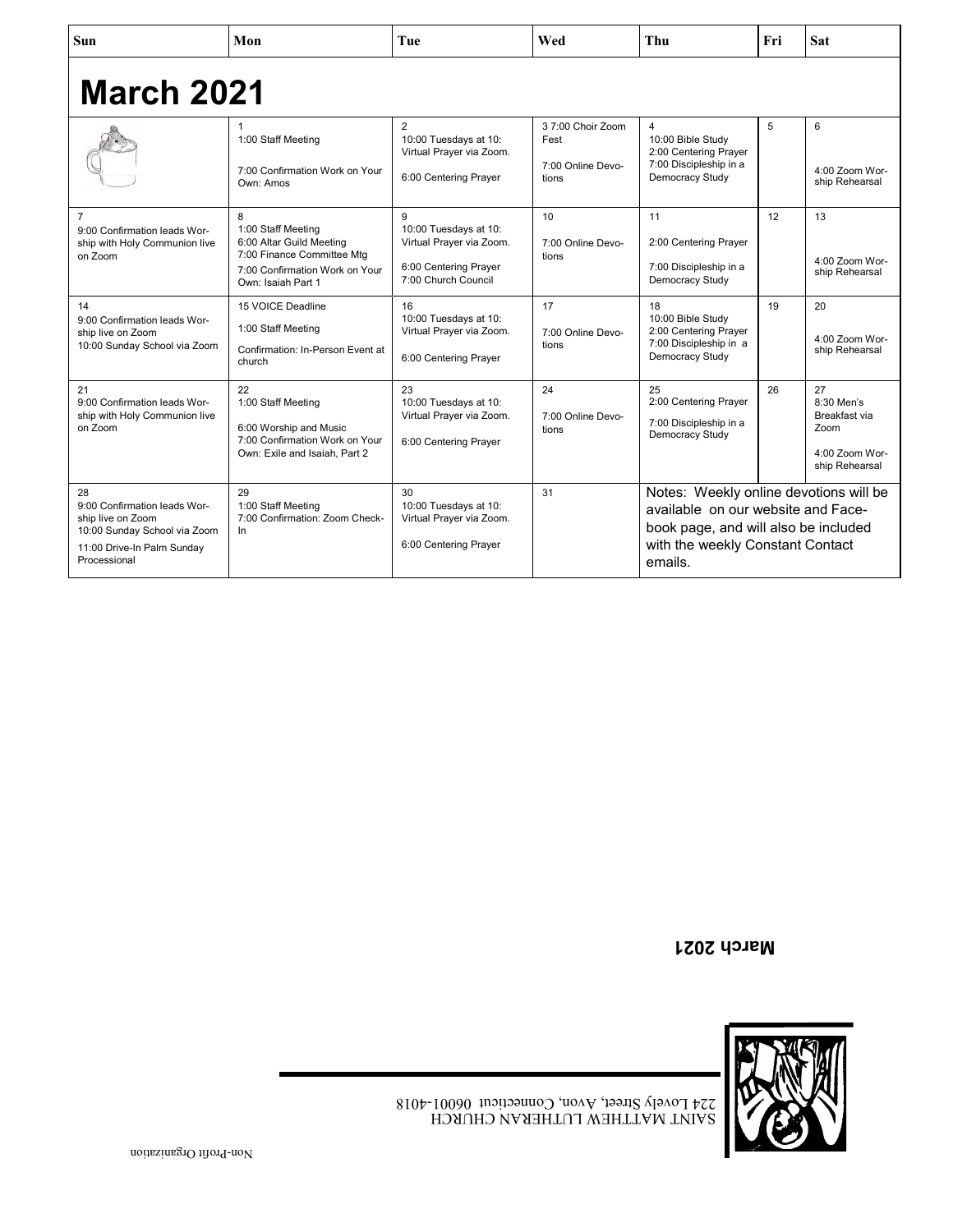# March 2021

| Sun | Mon | Tue | Wed | Thu | Fri | Sat |
|---|---|---|---|---|---|---|
| | 1<br>1:00 Staff Meeting<br>7:00 Confirmation Work on Your Own: Amos | 2<br>10:00 Tuesdays at 10: Virtual Prayer via Zoom.<br>6:00 Centering Prayer | 3 7:00 Choir Zoom Fest<br>7:00 Online Devotions | 4<br>10:00 Bible Study<br>2:00 Centering Prayer<br>7:00 Discipleship in a Democracy Study | 5 | 6<br>4:00 Zoom Worship Rehearsal |
| 7<br>9:00 Confirmation leads Worship with Holy Communion live on Zoom | 8<br>1:00 Staff Meeting<br>6:00 Altar Guild Meeting<br>7:00 Finance Committee Mtg<br>7:00 Confirmation Work on Your Own: Isaiah Part 1 | 9<br>10:00 Tuesdays at 10: Virtual Prayer via Zoom.<br>6:00 Centering Prayer<br>7:00 Church Council | 10<br>7:00 Online Devotions | 11<br>2:00 Centering Prayer<br>7:00 Discipleship in a Democracy Study | 12 | 13<br>4:00 Zoom Worship Rehearsal |
| 14<br>9:00 Confirmation leads Worship live on Zoom<br>10:00 Sunday School via Zoom | 15 VOICE Deadline<br>1:00 Staff Meeting<br>Confirmation: In-Person Event at church | 16<br>10:00 Tuesdays at 10: Virtual Prayer via Zoom.<br>6:00 Centering Prayer | 17<br>7:00 Online Devotions | 18<br>10:00 Bible Study<br>2:00 Centering Prayer<br>7:00 Discipleship in a Democracy Study | 19 | 20<br>4:00 Zoom Worship Rehearsal |
| 21<br>9:00 Confirmation leads Worship with Holy Communion live on Zoom | 22<br>1:00 Staff Meeting<br>6:00 Worship and Music<br>7:00 Confirmation Work on Your Own: Exile and Isaiah, Part 2 | 23<br>10:00 Tuesdays at 10: Virtual Prayer via Zoom.<br>6:00 Centering Prayer | 24<br>7:00 Online Devotions | 25<br>2:00 Centering Prayer<br>7:00 Discipleship in a Democracy Study | 26 | 27<br>8:30 Men's Breakfast via Zoom<br>4:00 Zoom Worship Rehearsal |
| 28<br>9:00 Confirmation leads Worship live on Zoom<br>10:00 Sunday School via Zoom<br>11:00 Drive-In Palm Sunday Processional | 29<br>1:00 Staff Meeting<br>7:00 Confirmation: Zoom Check-In | 30<br>10:00 Tuesdays at 10: Virtual Prayer via Zoom.<br>6:00 Centering Prayer | 31 | Notes: Weekly online devotions will be available on our website and Facebook page, and will also be included with the weekly Constant Contact emails. | | |

**March 2021**

SAINT MATTHEW LUTHERAN CHURCH
224 Lovely Street, Avon, Connecticut 06001-4018

Non-Profit Organization